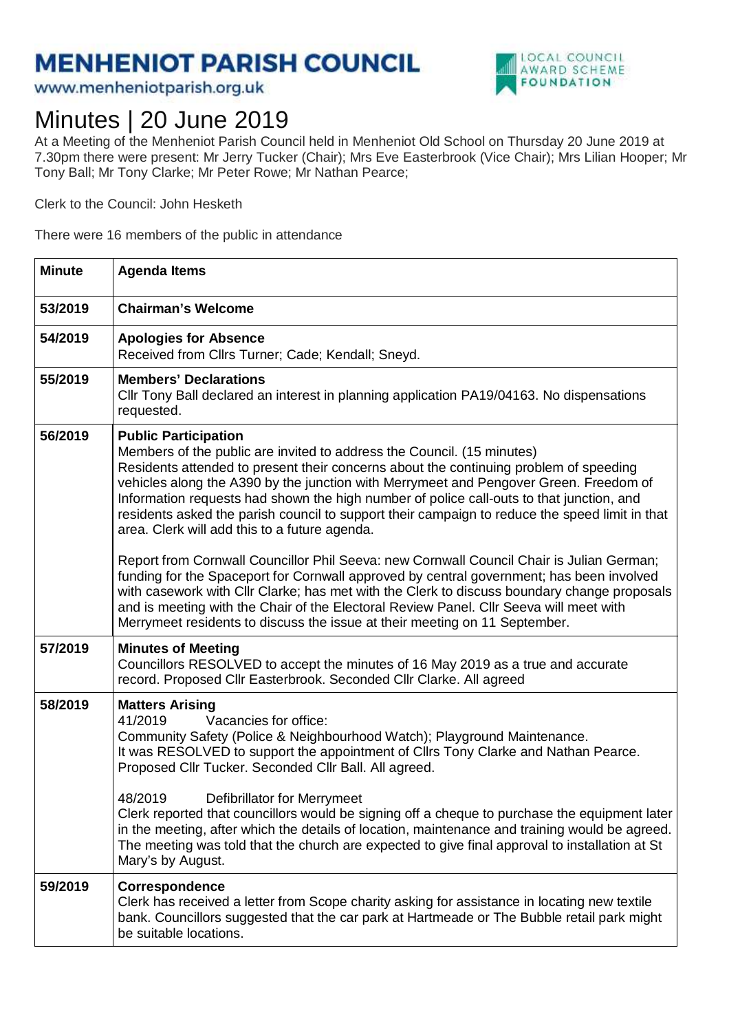# MENHENIOT PARISH COUNCIL

www.menheniotparish.org.uk

LOCAL COUNCIL AWARD SCHEME FOUNDATION

# Minutes | 20 June 2019

At a Meeting of the Menheniot Parish Council held in Menheniot Old School on Thursday 20 June 2019 at 7.30pm there were present: Mr Jerry Tucker (Chair); Mrs Eve Easterbrook (Vice Chair); Mrs Lilian Hooper; Mr Tony Ball; Mr Tony Clarke; Mr Peter Rowe; Mr Nathan Pearce;

Clerk to the Council: John Hesketh

There were 16 members of the public in attendance

| Minute | Agenda Items |
|---|---|
| 53/2019 | **Chairman's Welcome** |
| 54/2019 | **Apologies for Absence**<br>Received from Cllrs Turner; Cade; Kendall; Sneyd. |
| 55/2019 | **Members' Declarations**<br>Cllr Tony Ball declared an interest in planning application PA19/04163. No dispensations requested. |
| 56/2019 | **Public Participation**<br>Members of the public are invited to address the Council. (15 minutes)<br>Residents attended to present their concerns about the continuing problem of speeding vehicles along the A390 by the junction with Merrymeet and Pengover Green. Freedom of Information requests had shown the high number of police call-outs to that junction, and residents asked the parish council to support their campaign to reduce the speed limit in that area. Clerk will add this to a future agenda.<br><br>Report from Cornwall Councillor Phil Seeva: new Cornwall Council Chair is Julian German; funding for the Spaceport for Cornwall approved by central government; has been involved with casework with Cllr Clarke; has met with the Clerk to discuss boundary change proposals and is meeting with the Chair of the Electoral Review Panel. Cllr Seeva will meet with Merrymeet residents to discuss the issue at their meeting on 11 September. |
| 57/2019 | **Minutes of Meeting**<br>Councillors RESOLVED to accept the minutes of 16 May 2019 as a true and accurate record. Proposed Cllr Easterbrook. Seconded Cllr Clarke. All agreed |
| 58/2019 | **Matters Arising**<br>41/2019 Vacancies for office:<br>Community Safety (Police & Neighbourhood Watch); Playground Maintenance.<br>It was RESOLVED to support the appointment of Cllrs Tony Clarke and Nathan Pearce. Proposed Cllr Tucker. Seconded Cllr Ball. All agreed.<br><br>48/2019 Defibrillator for Merrymeet<br>Clerk reported that councillors would be signing off a cheque to purchase the equipment later in the meeting, after which the details of location, maintenance and training would be agreed. The meeting was told that the church are expected to give final approval to installation at St Mary's by August. |
| 59/2019 | **Correspondence**<br>Clerk has received a letter from Scope charity asking for assistance in locating new textile bank. Councillors suggested that the car park at Hartmeade or The Bubble retail park might be suitable locations. |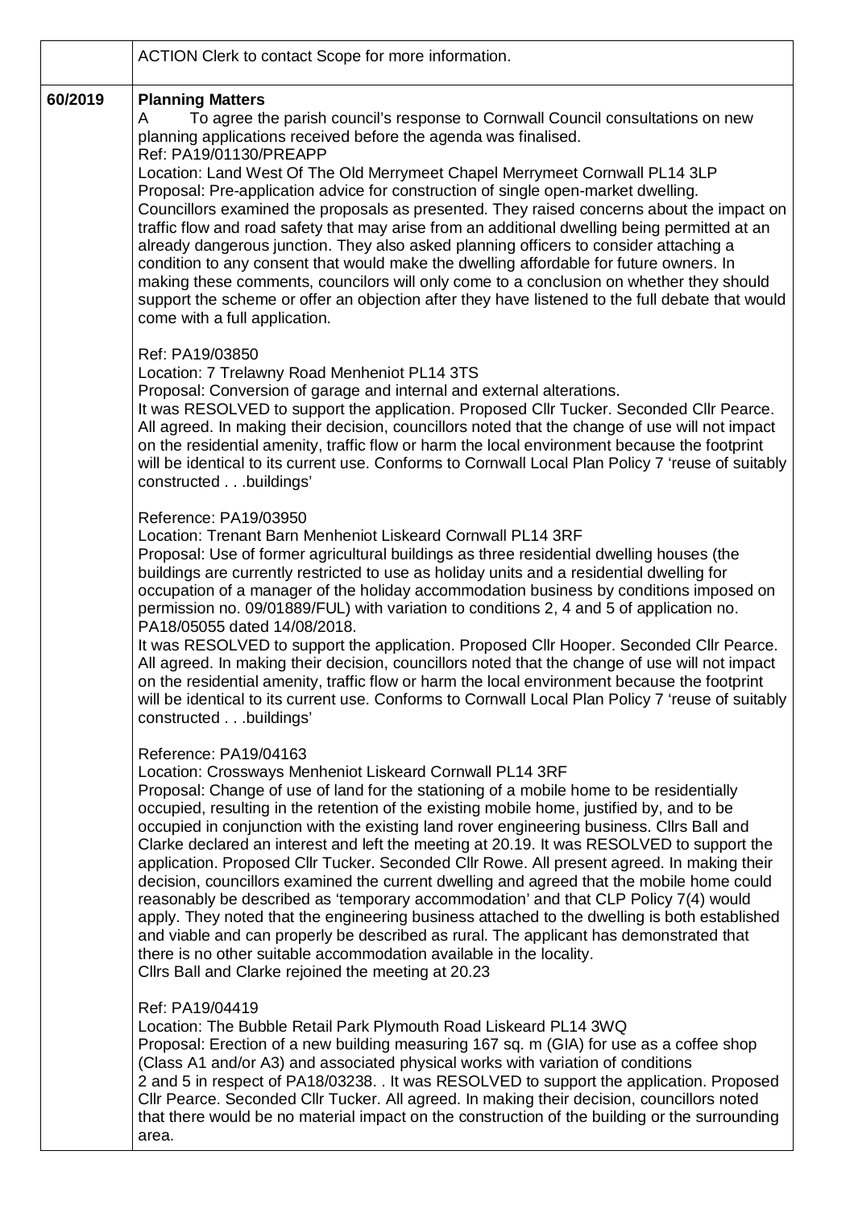| | |
|---|---|
| | ACTION Clerk to contact Scope for more information. |
| 60/2019 | **Planning Matters**<br>A To agree the parish council's response to Cornwall Council consultations on new planning applications received before the agenda was finalised.<br>Ref: PA19/01130/PREAPP<br>Location: Land West Of The Old Merrymeet Chapel Merrymeet Cornwall PL14 3LP<br>Proposal: Pre-application advice for construction of single open-market dwelling.<br>Councillors examined the proposals as presented. They raised concerns about the impact on traffic flow and road safety that may arise from an additional dwelling being permitted at an already dangerous junction. They also asked planning officers to consider attaching a condition to any consent that would make the dwelling affordable for future owners. In making these comments, councilors will only come to a conclusion on whether they should support the scheme or offer an objection after they have listened to the full debate that would come with a full application.<br><br>Ref: PA19/03850<br>Location: 7 Trelawny Road Menheniot PL14 3TS<br>Proposal: Conversion of garage and internal and external alterations.<br>It was RESOLVED to support the application. Proposed Cllr Tucker. Seconded Cllr Pearce. All agreed. In making their decision, councillors noted that the change of use will not impact on the residential amenity, traffic flow or harm the local environment because the footprint will be identical to its current use. Conforms to Cornwall Local Plan Policy 7 'reuse of suitably constructed . . .buildings'<br><br>Reference: PA19/03950<br>Location: Trenant Barn Menheniot Liskeard Cornwall PL14 3RF<br>Proposal: Use of former agricultural buildings as three residential dwelling houses (the buildings are currently restricted to use as holiday units and a residential dwelling for occupation of a manager of the holiday accommodation business by conditions imposed on permission no. 09/01889/FUL) with variation to conditions 2, 4 and 5 of application no. PA18/05055 dated 14/08/2018.<br>It was RESOLVED to support the application. Proposed Cllr Hooper. Seconded Cllr Pearce. All agreed. In making their decision, councillors noted that the change of use will not impact on the residential amenity, traffic flow or harm the local environment because the footprint will be identical to its current use. Conforms to Cornwall Local Plan Policy 7 'reuse of suitably constructed . . .buildings'<br><br>Reference: PA19/04163<br>Location: Crossways Menheniot Liskeard Cornwall PL14 3RF<br>Proposal: Change of use of land for the stationing of a mobile home to be residentially occupied, resulting in the retention of the existing mobile home, justified by, and to be occupied in conjunction with the existing land rover engineering business. Cllrs Ball and Clarke declared an interest and left the meeting at 20.19. It was RESOLVED to support the application. Proposed Cllr Tucker. Seconded Cllr Rowe. All present agreed. In making their decision, councillors examined the current dwelling and agreed that the mobile home could reasonably be described as 'temporary accommodation' and that CLP Policy 7(4) would apply. They noted that the engineering business attached to the dwelling is both established and viable and can properly be described as rural. The applicant has demonstrated that there is no other suitable accommodation available in the locality.<br>Cllrs Ball and Clarke rejoined the meeting at 20.23<br><br>Ref: PA19/04419<br>Location: The Bubble Retail Park Plymouth Road Liskeard PL14 3WQ<br>Proposal: Erection of a new building measuring 167 sq. m (GIA) for use as a coffee shop (Class A1 and/or A3) and associated physical works with variation of conditions 2 and 5 in respect of PA18/03238. . It was RESOLVED to support the application. Proposed Cllr Pearce. Seconded Cllr Tucker. All agreed. In making their decision, councillors noted that there would be no material impact on the construction of the building or the surrounding area. |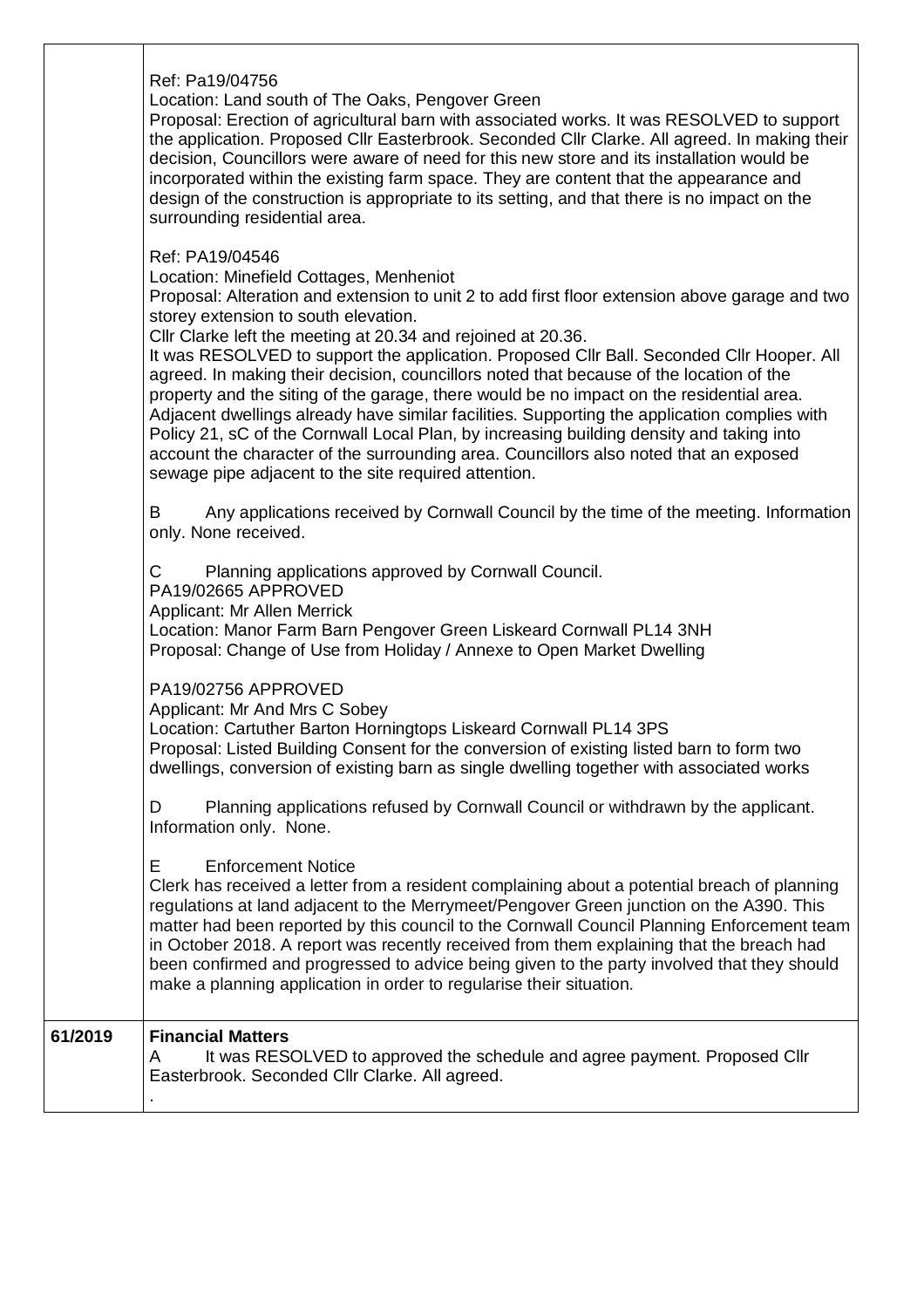| | |
|---|---|
| | Ref: Pa19/04756<br>Location: Land south of The Oaks, Pengover Green<br>Proposal: Erection of agricultural barn with associated works. It was RESOLVED to support the application. Proposed Cllr Easterbrook. Seconded Cllr Clarke. All agreed. In making their decision, Councillors were aware of need for this new store and its installation would be incorporated within the existing farm space. They are content that the appearance and design of the construction is appropriate to its setting, and that there is no impact on the surrounding residential area.<br><br>Ref: PA19/04546<br>Location: Minefield Cottages, Menheniot<br>Proposal: Alteration and extension to unit 2 to add first floor extension above garage and two storey extension to south elevation.<br>Cllr Clarke left the meeting at 20.34 and rejoined at 20.36.<br>It was RESOLVED to support the application. Proposed Cllr Ball. Seconded Cllr Hooper. All agreed. In making their decision, councillors noted that because of the location of the property and the siting of the garage, there would be no impact on the residential area. Adjacent dwellings already have similar facilities. Supporting the application complies with Policy 21, sC of the Cornwall Local Plan, by increasing building density and taking into account the character of the surrounding area. Councillors also noted that an exposed sewage pipe adjacent to the site required attention.<br><br>B Any applications received by Cornwall Council by the time of the meeting. Information only. None received.<br><br>C Planning applications approved by Cornwall Council.<br>PA19/02665 APPROVED<br>Applicant: Mr Allen Merrick<br>Location: Manor Farm Barn Pengover Green Liskeard Cornwall PL14 3NH<br>Proposal: Change of Use from Holiday / Annexe to Open Market Dwelling<br><br>PA19/02756 APPROVED<br>Applicant: Mr And Mrs C Sobey<br>Location: Cartuther Barton Horningtops Liskeard Cornwall PL14 3PS<br>Proposal: Listed Building Consent for the conversion of existing listed barn to form two dwellings, conversion of existing barn as single dwelling together with associated works<br><br>D Planning applications refused by Cornwall Council or withdrawn by the applicant. Information only. None.<br><br>E Enforcement Notice<br>Clerk has received a letter from a resident complaining about a potential breach of planning regulations at land adjacent to the Merrymeet/Pengover Green junction on the A390. This matter had been reported by this council to the Cornwall Council Planning Enforcement team in October 2018. A report was recently received from them explaining that the breach had been confirmed and progressed to advice being given to the party involved that they should make a planning application in order to regularise their situation. |
| **61/2019** | **Financial Matters**<br>A It was RESOLVED to approved the schedule and agree payment. Proposed Cllr Easterbrook. Seconded Cllr Clarke. All agreed.<br>. |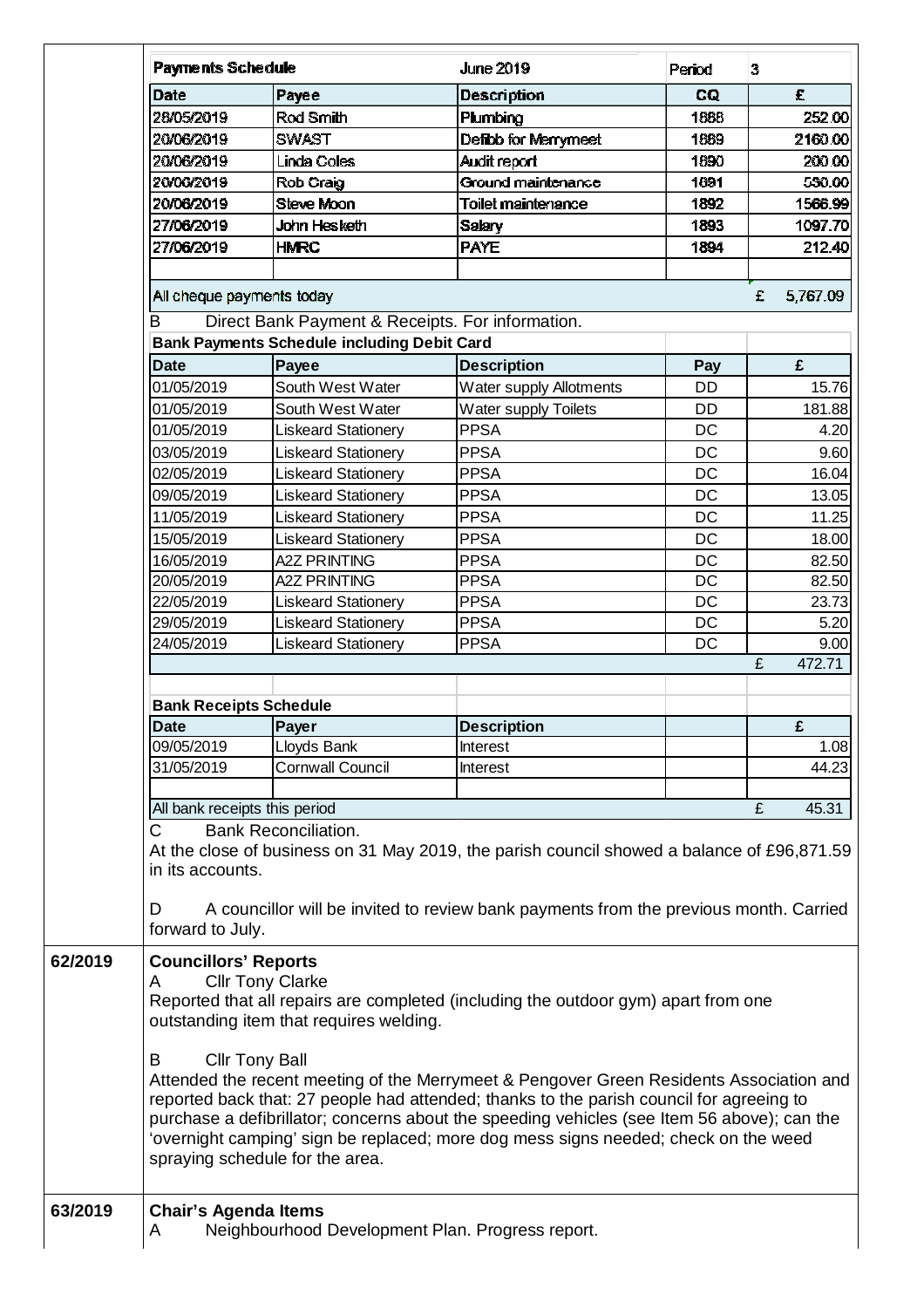| Payments Schedule | | June 2019 | Period | 3 |
|---|---|---|---|---|
| **Date** | **Payee** | **Description** | **CQ** | **£** |
| 28/05/2019 | Rod Smith | Plumbing | 1888 | 252.00 |
| 20/06/2019 | SWAST | Defibb for Merrymeet | 1889 | 2160.00 |
| 20/06/2019 | Linda Coles | Audit report | 1890 | 200.00 |
| 20/06/2019 | Rob Craig | Ground maintenance | 1891 | 530.00 |
| 20/06/2019 | Steve Moon | Toilet maintenance | 1892 | 1566.99 |
| 27/06/2019 | John Hesketh | Salary | 1893 | 1097.70 |
| 27/06/2019 | HMRC | PAYE | 1894 | 212.40 |
| | | | | |
| All cheque payments today | | | | £ 5,767.09 |

B Direct Bank Payment & Receipts. For information.

| Bank Payments Schedule including Debit Card | | | | |
|---|---|---|---|---|
| **Date** | **Payee** | **Description** | **Pay** | **£** |
| 01/05/2019 | South West Water | Water supply Allotments | DD | 15.76 |
| 01/05/2019 | South West Water | Water supply Toilets | DD | 181.88 |
| 01/05/2019 | Liskeard Stationery | PPSA | DC | 4.20 |
| 03/05/2019 | Liskeard Stationery | PPSA | DC | 9.60 |
| 02/05/2019 | Liskeard Stationery | PPSA | DC | 16.04 |
| 09/05/2019 | Liskeard Stationery | PPSA | DC | 13.05 |
| 11/05/2019 | Liskeard Stationery | PPSA | DC | 11.25 |
| 15/05/2019 | Liskeard Stationery | PPSA | DC | 18.00 |
| 16/05/2019 | A2Z PRINTING | PPSA | DC | 82.50 |
| 20/05/2019 | A2Z PRINTING | PPSA | DC | 82.50 |
| 22/05/2019 | Liskeard Stationery | PPSA | DC | 23.73 |
| 29/05/2019 | Liskeard Stationery | PPSA | DC | 5.20 |
| 24/05/2019 | Liskeard Stationery | PPSA | DC | 9.00 |
| | | | | £ 472.71 |

| Bank Receipts Schedule | | | | |
|---|---|---|---|---|
| **Date** | **Payer** | **Description** | | **£** |
| 09/05/2019 | Lloyds Bank | Interest | | 1.08 |
| 31/05/2019 | Cornwall Council | Interest | | 44.23 |
| | | | | |
| All bank receipts this period | | | | £ 45.31 |

C Bank Reconciliation.

At the close of business on 31 May 2019, the parish council showed a balance of £96,871.59 in its accounts.

D A councillor will be invited to review bank payments from the previous month. Carried forward to July.

**62/2019 Councillors' Reports**

A Cllr Tony Clarke

Reported that all repairs are completed (including the outdoor gym) apart from one outstanding item that requires welding.

B Cllr Tony Ball

Attended the recent meeting of the Merrymeet & Pengover Green Residents Association and reported back that: 27 people had attended; thanks to the parish council for agreeing to purchase a defibrillator; concerns about the speeding vehicles (see Item 56 above); can the 'overnight camping' sign be replaced; more dog mess signs needed; check on the weed spraying schedule for the area.

**63/2019 Chair's Agenda Items**

A Neighbourhood Development Plan. Progress report.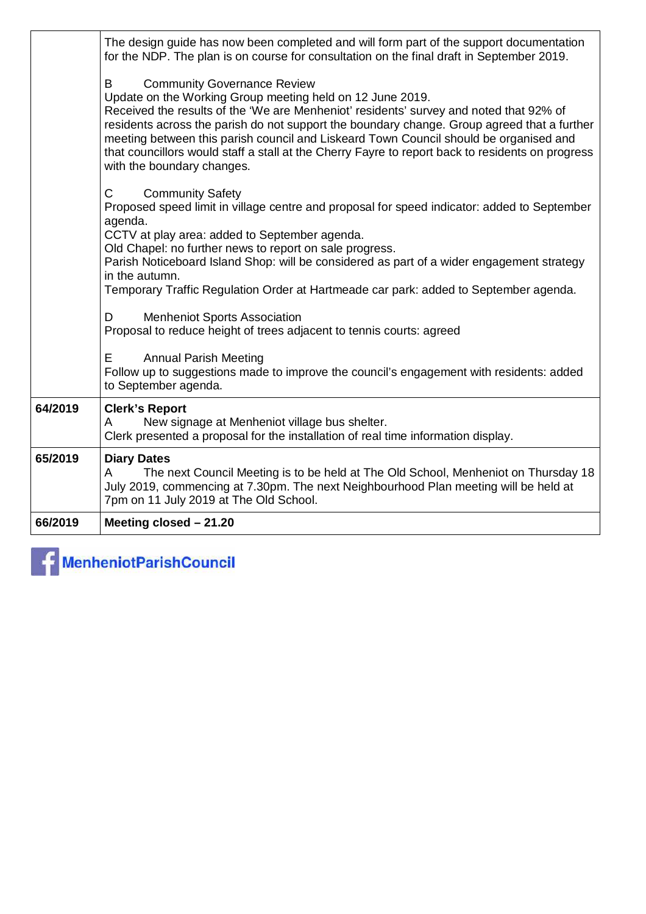| | |
|---|---|
| | The design guide has now been completed and will form part of the support documentation for the NDP. The plan is on course for consultation on the final draft in September 2019.<br><br>B Community Governance Review<br>Update on the Working Group meeting held on 12 June 2019.<br>Received the results of the 'We are Menheniot' residents' survey and noted that 92% of residents across the parish do not support the boundary change. Group agreed that a further meeting between this parish council and Liskeard Town Council should be organised and that councillors would staff a stall at the Cherry Fayre to report back to residents on progress with the boundary changes.<br><br>C Community Safety<br>Proposed speed limit in village centre and proposal for speed indicator: added to September agenda.<br>CCTV at play area: added to September agenda.<br>Old Chapel: no further news to report on sale progress.<br>Parish Noticeboard Island Shop: will be considered as part of a wider engagement strategy in the autumn.<br>Temporary Traffic Regulation Order at Hartmeade car park: added to September agenda.<br><br>D Menheniot Sports Association<br>Proposal to reduce height of trees adjacent to tennis courts: agreed<br><br>E Annual Parish Meeting<br>Follow up to suggestions made to improve the council's engagement with residents: added to September agenda. |
| **64/2019** | **Clerk's Report**<br>A New signage at Menheniot village bus shelter.<br>Clerk presented a proposal for the installation of real time information display. |
| **65/2019** | **Diary Dates**<br>A The next Council Meeting is to be held at The Old School, Menheniot on Thursday 18 July 2019, commencing at 7.30pm. The next Neighbourhood Plan meeting will be held at 7pm on 11 July 2019 at The Old School. |
| **66/2019** | **Meeting closed – 21.20** |

MenheniotParishCouncil